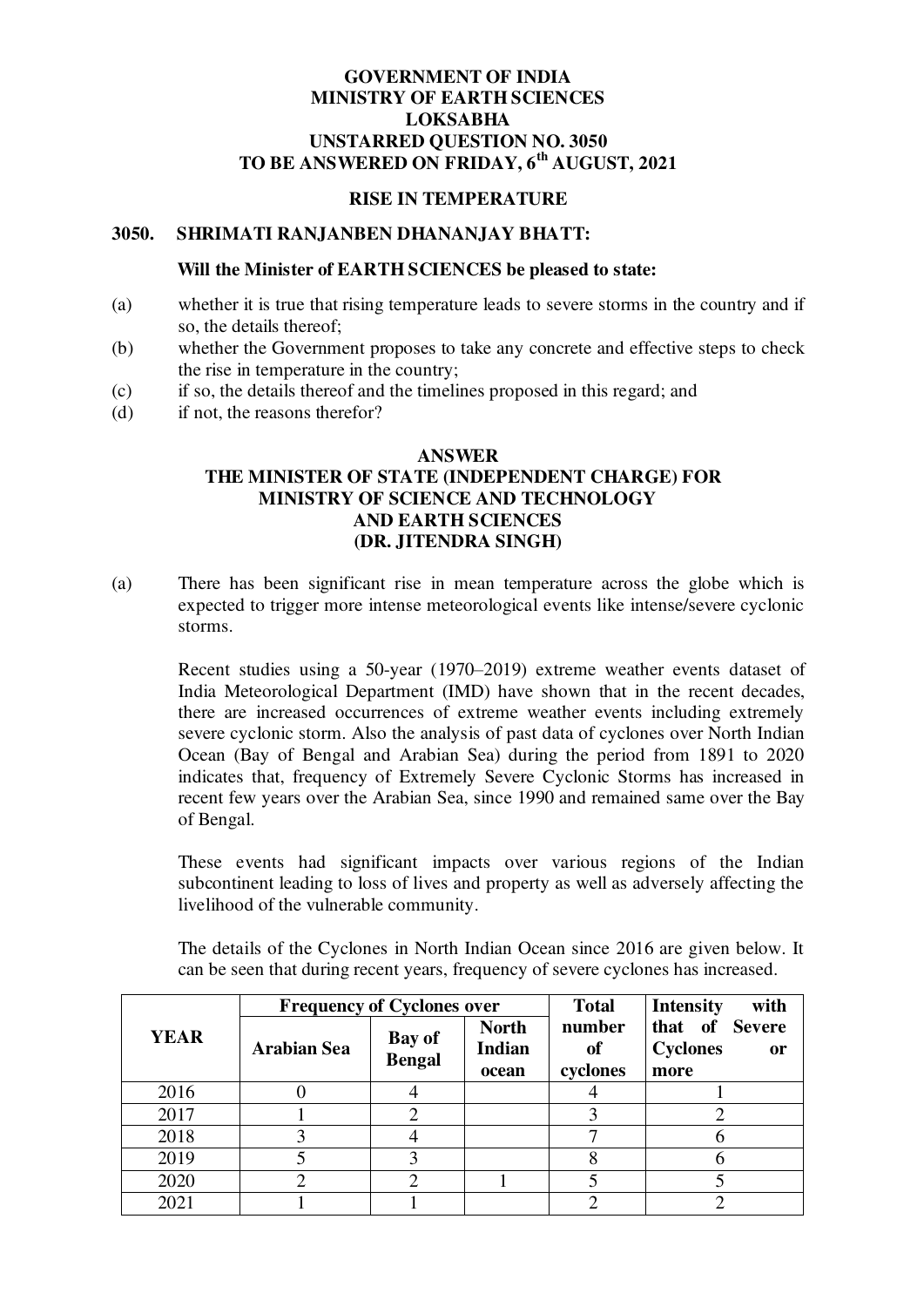**GOVERNMENT OF INDIA**
**MINISTRY OF EARTH SCIENCES**
**LOKSABHA**
**UNSTARRED QUESTION NO. 3050**
**TO BE ANSWERED ON FRIDAY, 6th AUGUST, 2021**

## RISE IN TEMPERATURE

**3050. SHRIMATI RANJANBEN DHANANJAY BHATT:**

**Will the Minister of EARTH SCIENCES be pleased to state:**

(a) whether it is true that rising temperature leads to severe storms in the country and if so, the details thereof;

(b) whether the Government proposes to take any concrete and effective steps to check the rise in temperature in the country;

(c) if so, the details thereof and the timelines proposed in this regard; and

(d) if not, the reasons therefor?

**ANSWER**
**THE MINISTER OF STATE (INDEPENDENT CHARGE) FOR MINISTRY OF SCIENCE AND TECHNOLOGY AND EARTH SCIENCES**
**(DR. JITENDRA SINGH)**

(a) There has been significant rise in mean temperature across the globe which is expected to trigger more intense meteorological events like intense/severe cyclonic storms.

Recent studies using a 50-year (1970–2019) extreme weather events dataset of India Meteorological Department (IMD) have shown that in the recent decades, there are increased occurrences of extreme weather events including extremely severe cyclonic storm. Also the analysis of past data of cyclones over North Indian Ocean (Bay of Bengal and Arabian Sea) during the period from 1891 to 2020 indicates that, frequency of Extremely Severe Cyclonic Storms has increased in recent few years over the Arabian Sea, since 1990 and remained same over the Bay of Bengal.

These events had significant impacts over various regions of the Indian subcontinent leading to loss of lives and property as well as adversely affecting the livelihood of the vulnerable community.

The details of the Cyclones in North Indian Ocean since 2016 are given below. It can be seen that during recent years, frequency of severe cyclones has increased.

| YEAR | Frequency of Cyclones over | | | Total number of cyclones | Intensity with that of Severe Cyclones or more |
|---|---|---|---|---|---|
| | Arabian Sea | Bay of Bengal | North Indian ocean | | |
| 2016 | 0 | 4 | | 4 | 1 |
| 2017 | 1 | 2 | | 3 | 2 |
| 2018 | 3 | 4 | | 7 | 6 |
| 2019 | 5 | 3 | | 8 | 6 |
| 2020 | 2 | 2 | 1 | 5 | 5 |
| 2021 | 1 | 1 | | 2 | 2 |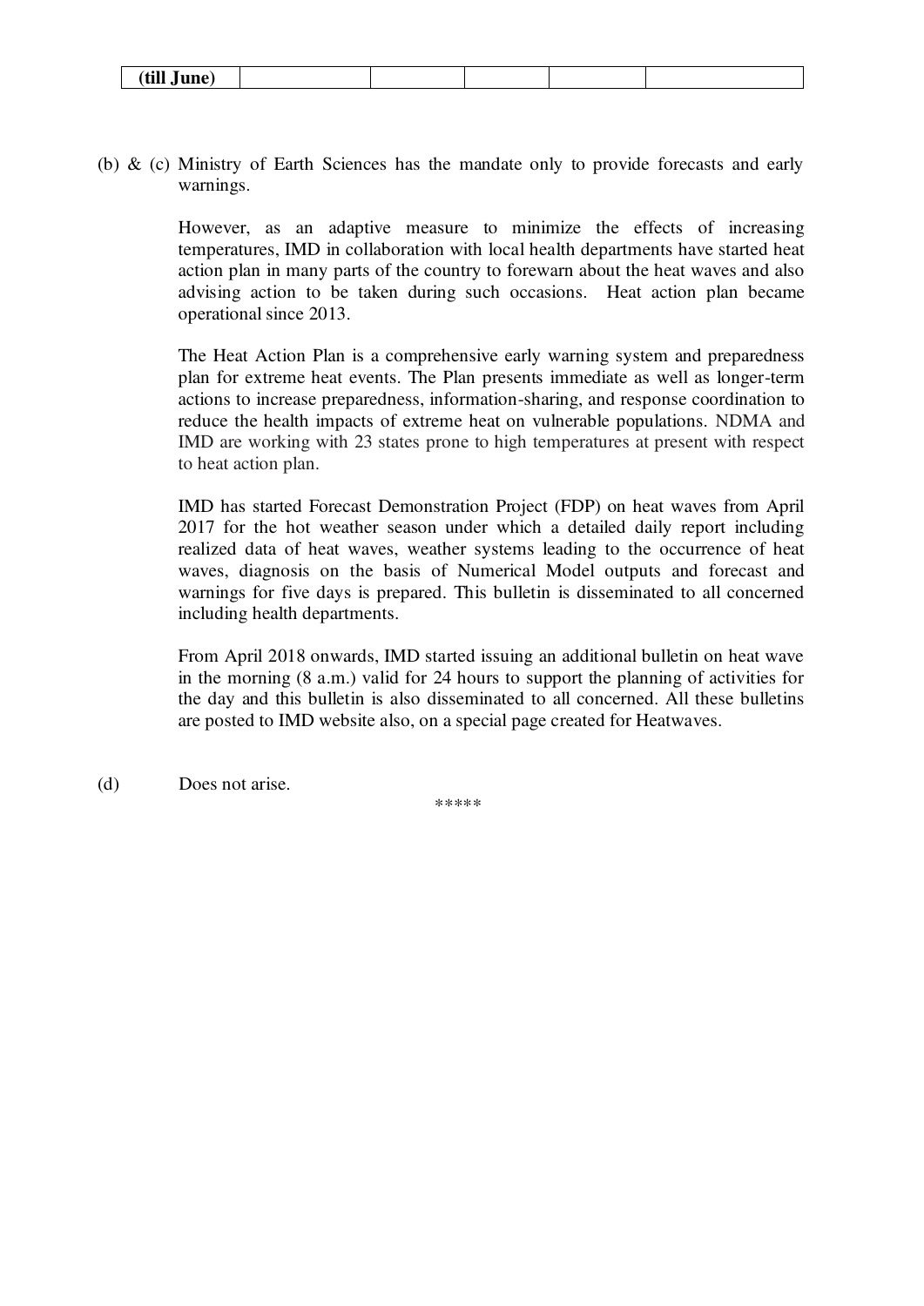| | | | | | |
|---|---|---|---|---|---|
| **(till June)** | | | | | |

(b) & (c) Ministry of Earth Sciences has the mandate only to provide forecasts and early warnings.

However, as an adaptive measure to minimize the effects of increasing temperatures, IMD in collaboration with local health departments have started heat action plan in many parts of the country to forewarn about the heat waves and also advising action to be taken during such occasions. Heat action plan became operational since 2013.

The Heat Action Plan is a comprehensive early warning system and preparedness plan for extreme heat events. The Plan presents immediate as well as longer-term actions to increase preparedness, information-sharing, and response coordination to reduce the health impacts of extreme heat on vulnerable populations. NDMA and IMD are working with 23 states prone to high temperatures at present with respect to heat action plan.

IMD has started Forecast Demonstration Project (FDP) on heat waves from April 2017 for the hot weather season under which a detailed daily report including realized data of heat waves, weather systems leading to the occurrence of heat waves, diagnosis on the basis of Numerical Model outputs and forecast and warnings for five days is prepared. This bulletin is disseminated to all concerned including health departments.

From April 2018 onwards, IMD started issuing an additional bulletin on heat wave in the morning (8 a.m.) valid for 24 hours to support the planning of activities for the day and this bulletin is also disseminated to all concerned. All these bulletins are posted to IMD website also, on a special page created for Heatwaves.

(d) Does not arise.

*****